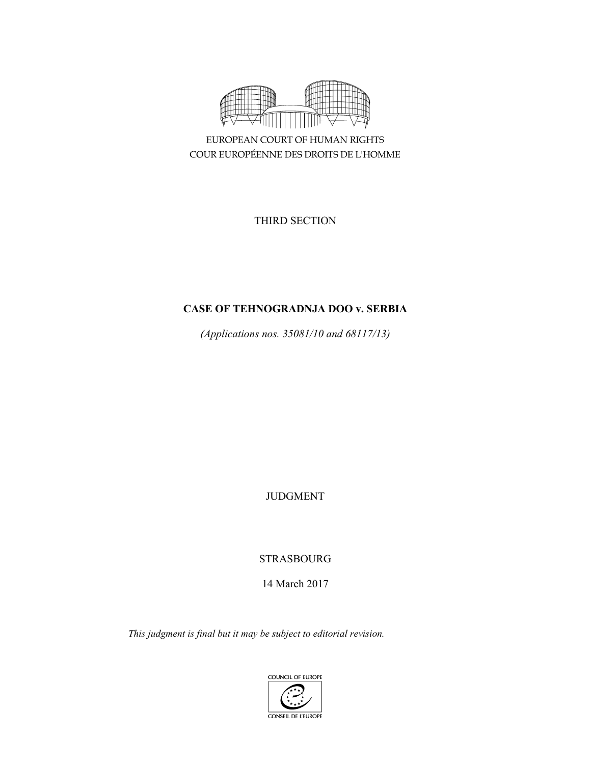EUROPEAN COURT OF HUMAN RIGHTS
COUR EUROPÉENNE DES DROITS DE L'HOMME

THIRD SECTION

# CASE OF TEHNOGRADNJA DOO v. SERBIA

*(Applications nos. 35081/10 and 68117/13)*

JUDGMENT

STRASBOURG

14 March 2017

*This judgment is final but it may be subject to editorial revision.*

COUNCIL OF EUROPE
CONSEIL DE L'EUROPE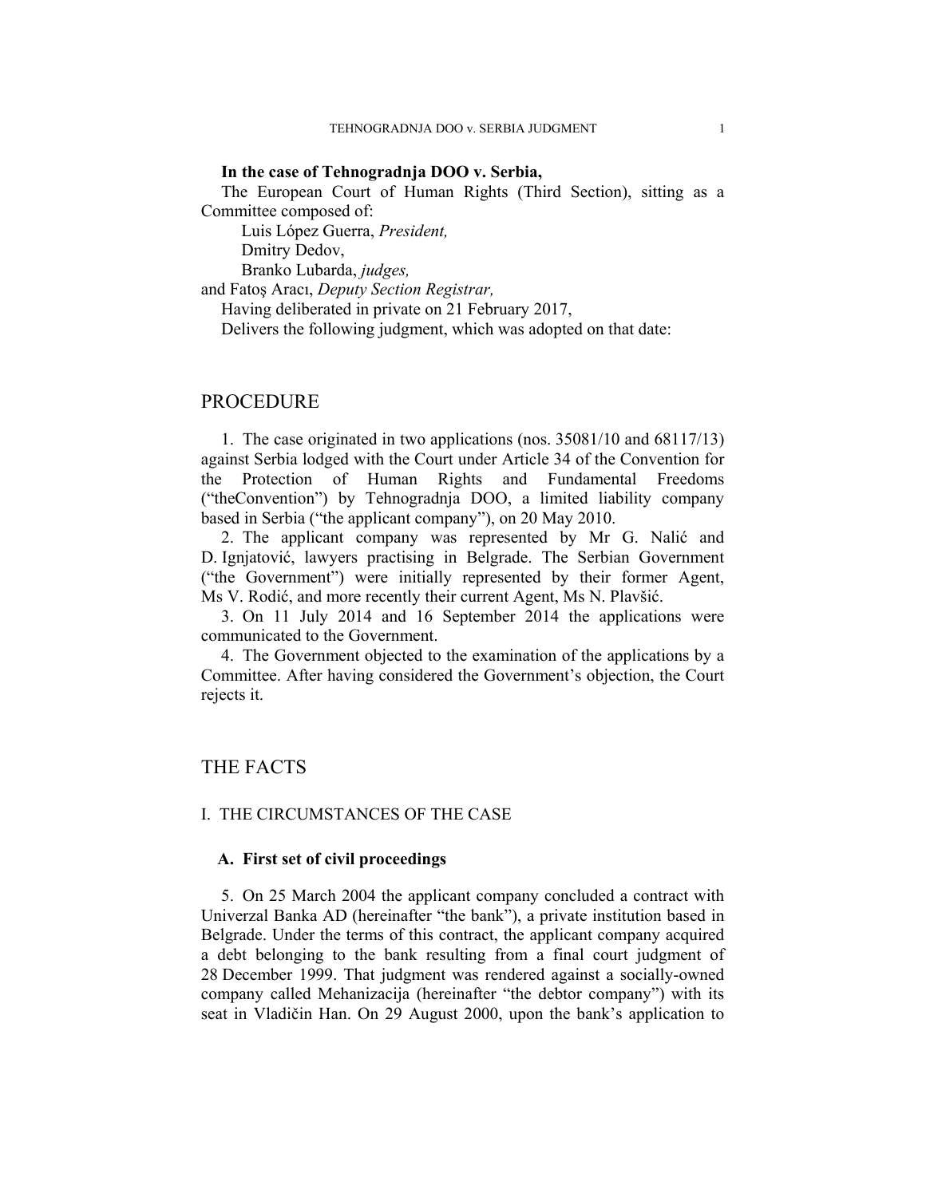**In the case of Tehnogradnja DOO v. Serbia,**

The European Court of Human Rights (Third Section), sitting as a Committee composed of:

Luis López Guerra, *President,*
Dmitry Dedov,
Branko Lubarda, *judges,*
and Fatoş Aracı, *Deputy Section Registrar,*

Having deliberated in private on 21 February 2017,

Delivers the following judgment, which was adopted on that date:

# PROCEDURE

1. The case originated in two applications (nos. 35081/10 and 68117/13) against Serbia lodged with the Court under Article 34 of the Convention for the Protection of Human Rights and Fundamental Freedoms ("theConvention") by Tehnogradnja DOO, a limited liability company based in Serbia ("the applicant company"), on 20 May 2010.

2. The applicant company was represented by Mr G. Nalić and D. Ignjatović, lawyers practising in Belgrade. The Serbian Government ("the Government") were initially represented by their former Agent, Ms V. Rodić, and more recently their current Agent, Ms N. Plavšić.

3. On 11 July 2014 and 16 September 2014 the applications were communicated to the Government.

4. The Government objected to the examination of the applications by a Committee. After having considered the Government's objection, the Court rejects it.

# THE FACTS

## I. THE CIRCUMSTANCES OF THE CASE

### A. First set of civil proceedings

5. On 25 March 2004 the applicant company concluded a contract with Univerzal Banka AD (hereinafter "the bank"), a private institution based in Belgrade. Under the terms of this contract, the applicant company acquired a debt belonging to the bank resulting from a final court judgment of 28 December 1999. That judgment was rendered against a socially-owned company called Mehanizacija (hereinafter "the debtor company") with its seat in Vladičin Han. On 29 August 2000, upon the bank's application to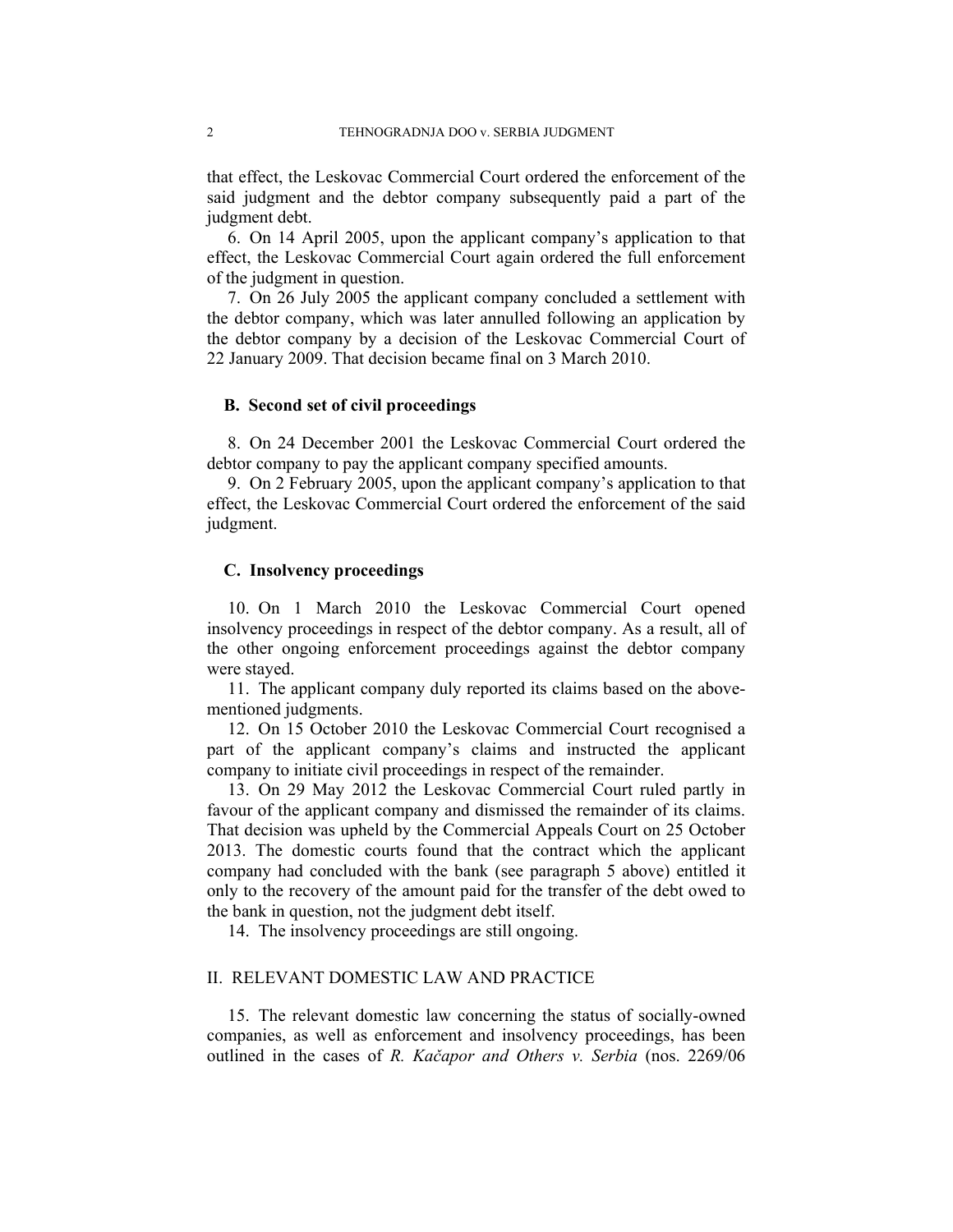that effect, the Leskovac Commercial Court ordered the enforcement of the said judgment and the debtor company subsequently paid a part of the judgment debt.

6. On 14 April 2005, upon the applicant company's application to that effect, the Leskovac Commercial Court again ordered the full enforcement of the judgment in question.

7. On 26 July 2005 the applicant company concluded a settlement with the debtor company, which was later annulled following an application by the debtor company by a decision of the Leskovac Commercial Court of 22 January 2009. That decision became final on 3 March 2010.

### B. Second set of civil proceedings

8. On 24 December 2001 the Leskovac Commercial Court ordered the debtor company to pay the applicant company specified amounts.

9. On 2 February 2005, upon the applicant company's application to that effect, the Leskovac Commercial Court ordered the enforcement of the said judgment.

### C. Insolvency proceedings

10. On 1 March 2010 the Leskovac Commercial Court opened insolvency proceedings in respect of the debtor company. As a result, all of the other ongoing enforcement proceedings against the debtor company were stayed.

11. The applicant company duly reported its claims based on the above-mentioned judgments.

12. On 15 October 2010 the Leskovac Commercial Court recognised a part of the applicant company's claims and instructed the applicant company to initiate civil proceedings in respect of the remainder.

13. On 29 May 2012 the Leskovac Commercial Court ruled partly in favour of the applicant company and dismissed the remainder of its claims. That decision was upheld by the Commercial Appeals Court on 25 October 2013. The domestic courts found that the contract which the applicant company had concluded with the bank (see paragraph 5 above) entitled it only to the recovery of the amount paid for the transfer of the debt owed to the bank in question, not the judgment debt itself.

14. The insolvency proceedings are still ongoing.

## II. RELEVANT DOMESTIC LAW AND PRACTICE

15. The relevant domestic law concerning the status of socially-owned companies, as well as enforcement and insolvency proceedings, has been outlined in the cases of *R. Kačapor and Others v. Serbia* (nos. 2269/06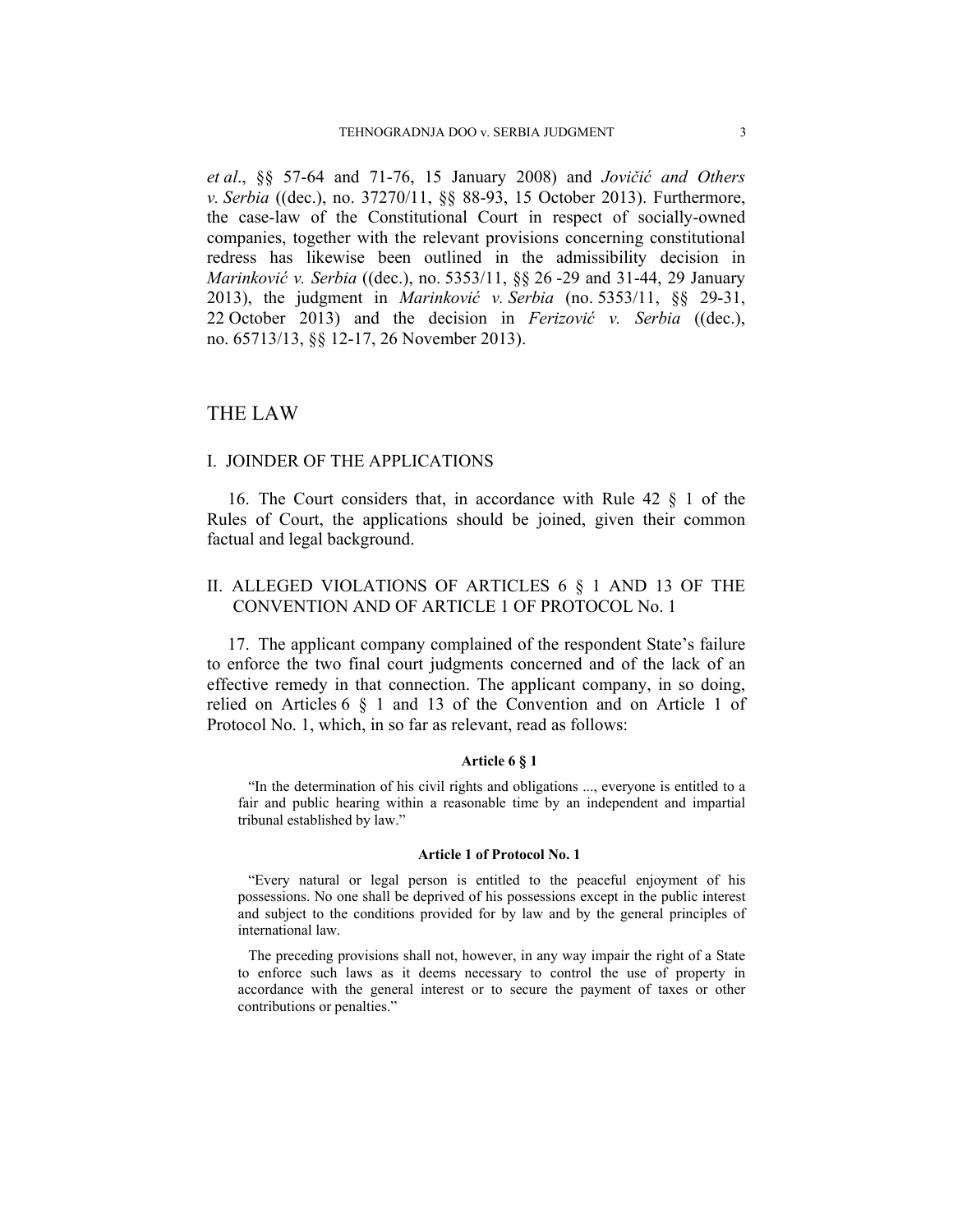*et al*., §§ 57-64 and 71-76, 15 January 2008) and *Jovičić and Others v. Serbia* ((dec.), no. 37270/11, §§ 88-93, 15 October 2013). Furthermore, the case-law of the Constitutional Court in respect of socially-owned companies, together with the relevant provisions concerning constitutional redress has likewise been outlined in the admissibility decision in *Marinković v. Serbia* ((dec.), no. 5353/11, §§ 26 -29 and 31-44, 29 January 2013), the judgment in *Marinković v. Serbia* (no. 5353/11, §§ 29-31, 22 October 2013) and the decision in *Ferizović v. Serbia* ((dec.), no. 65713/13, §§ 12-17, 26 November 2013).

## THE LAW

### I. JOINDER OF THE APPLICATIONS

16. The Court considers that, in accordance with Rule 42 § 1 of the Rules of Court, the applications should be joined, given their common factual and legal background.

### II. ALLEGED VIOLATIONS OF ARTICLES 6 § 1 AND 13 OF THE CONVENTION AND OF ARTICLE 1 OF PROTOCOL No. 1

17. The applicant company complained of the respondent State's failure to enforce the two final court judgments concerned and of the lack of an effective remedy in that connection. The applicant company, in so doing, relied on Articles 6 § 1 and 13 of the Convention and on Article 1 of Protocol No. 1, which, in so far as relevant, read as follows:

**Article 6 § 1**

> "In the determination of his civil rights and obligations ..., everyone is entitled to a fair and public hearing within a reasonable time by an independent and impartial tribunal established by law."

**Article 1 of Protocol No. 1**

> "Every natural or legal person is entitled to the peaceful enjoyment of his possessions. No one shall be deprived of his possessions except in the public interest and subject to the conditions provided for by law and by the general principles of international law.
>
> The preceding provisions shall not, however, in any way impair the right of a State to enforce such laws as it deems necessary to control the use of property in accordance with the general interest or to secure the payment of taxes or other contributions or penalties."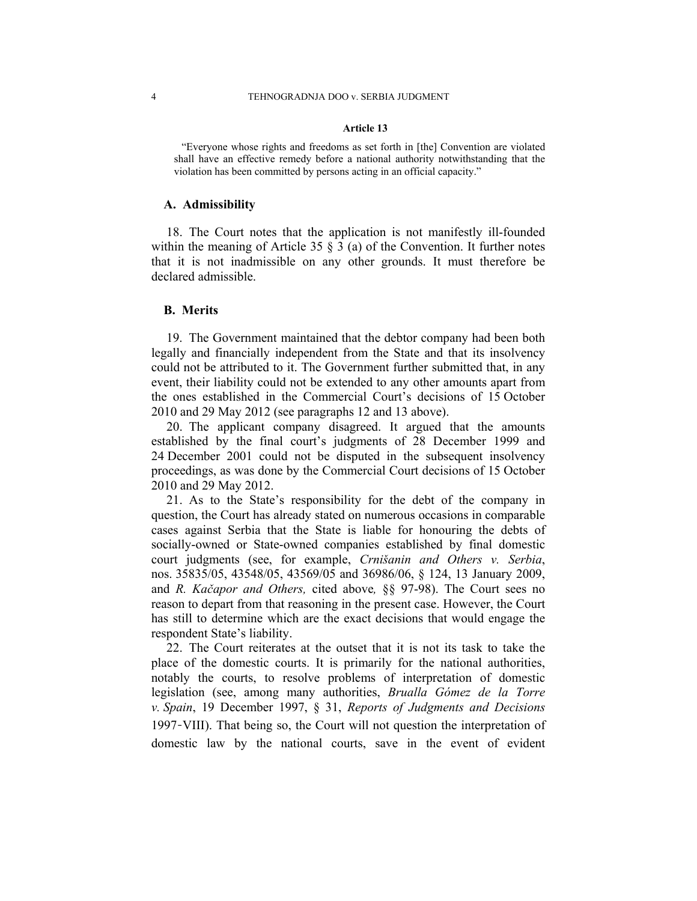#### Article 13

"Everyone whose rights and freedoms as set forth in [the] Convention are violated shall have an effective remedy before a national authority notwithstanding that the violation has been committed by persons acting in an official capacity."

### A. Admissibility

18. The Court notes that the application is not manifestly ill-founded within the meaning of Article 35 § 3 (a) of the Convention. It further notes that it is not inadmissible on any other grounds. It must therefore be declared admissible.

### B. Merits

19. The Government maintained that the debtor company had been both legally and financially independent from the State and that its insolvency could not be attributed to it. The Government further submitted that, in any event, their liability could not be extended to any other amounts apart from the ones established in the Commercial Court's decisions of 15 October 2010 and 29 May 2012 (see paragraphs 12 and 13 above).

20. The applicant company disagreed. It argued that the amounts established by the final court's judgments of 28 December 1999 and 24 December 2001 could not be disputed in the subsequent insolvency proceedings, as was done by the Commercial Court decisions of 15 October 2010 and 29 May 2012.

21. As to the State's responsibility for the debt of the company in question, the Court has already stated on numerous occasions in comparable cases against Serbia that the State is liable for honouring the debts of socially-owned or State-owned companies established by final domestic court judgments (see, for example, *Crnišanin and Others v. Serbia*, nos. 35835/05, 43548/05, 43569/05 and 36986/06, § 124, 13 January 2009, and *R. Kačapor and Others,* cited above*,* §§ 97-98). The Court sees no reason to depart from that reasoning in the present case. However, the Court has still to determine which are the exact decisions that would engage the respondent State's liability.

22. The Court reiterates at the outset that it is not its task to take the place of the domestic courts. It is primarily for the national authorities, notably the courts, to resolve problems of interpretation of domestic legislation (see, among many authorities, *Brualla Gómez de la Torre v. Spain*, 19 December 1997, § 31, *Reports of Judgments and Decisions* 1997-VIII). That being so, the Court will not question the interpretation of domestic law by the national courts, save in the event of evident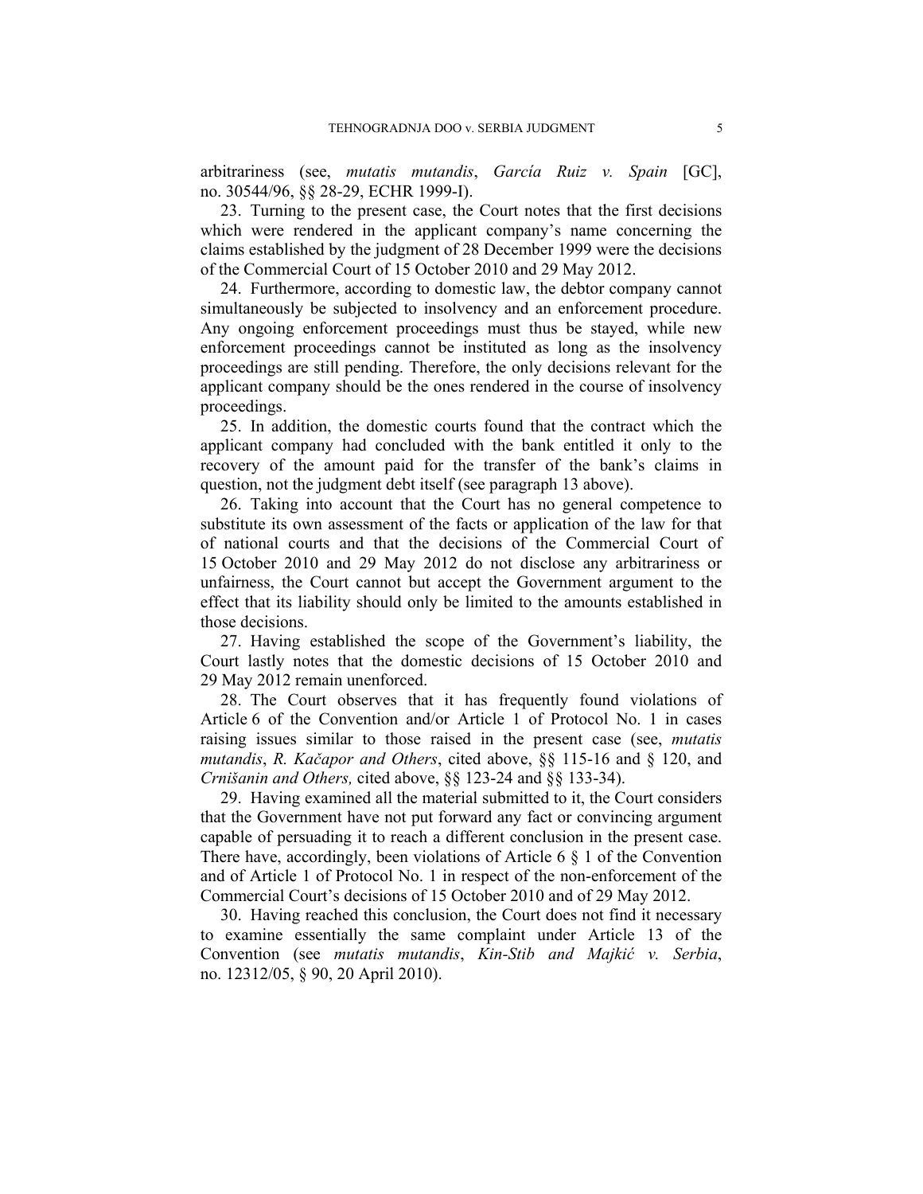arbitrariness (see, *mutatis mutandis*, *García Ruiz v. Spain* [GC], no. 30544/96, §§ 28-29, ECHR 1999-I).

23. Turning to the present case, the Court notes that the first decisions which were rendered in the applicant company's name concerning the claims established by the judgment of 28 December 1999 were the decisions of the Commercial Court of 15 October 2010 and 29 May 2012.

24. Furthermore, according to domestic law, the debtor company cannot simultaneously be subjected to insolvency and an enforcement procedure. Any ongoing enforcement proceedings must thus be stayed, while new enforcement proceedings cannot be instituted as long as the insolvency proceedings are still pending. Therefore, the only decisions relevant for the applicant company should be the ones rendered in the course of insolvency proceedings.

25. In addition, the domestic courts found that the contract which the applicant company had concluded with the bank entitled it only to the recovery of the amount paid for the transfer of the bank's claims in question, not the judgment debt itself (see paragraph 13 above).

26. Taking into account that the Court has no general competence to substitute its own assessment of the facts or application of the law for that of national courts and that the decisions of the Commercial Court of 15 October 2010 and 29 May 2012 do not disclose any arbitrariness or unfairness, the Court cannot but accept the Government argument to the effect that its liability should only be limited to the amounts established in those decisions.

27. Having established the scope of the Government's liability, the Court lastly notes that the domestic decisions of 15 October 2010 and 29 May 2012 remain unenforced.

28. The Court observes that it has frequently found violations of Article 6 of the Convention and/or Article 1 of Protocol No. 1 in cases raising issues similar to those raised in the present case (see, *mutatis mutandis*, *R. Kačapor and Others*, cited above, §§ 115-16 and § 120, and *Crnišanin and Others,* cited above, §§ 123-24 and §§ 133-34).

29. Having examined all the material submitted to it, the Court considers that the Government have not put forward any fact or convincing argument capable of persuading it to reach a different conclusion in the present case. There have, accordingly, been violations of Article 6 § 1 of the Convention and of Article 1 of Protocol No. 1 in respect of the non-enforcement of the Commercial Court's decisions of 15 October 2010 and of 29 May 2012.

30. Having reached this conclusion, the Court does not find it necessary to examine essentially the same complaint under Article 13 of the Convention (see *mutatis mutandis*, *Kin-Stib and Majkić v. Serbia*, no. 12312/05, § 90, 20 April 2010).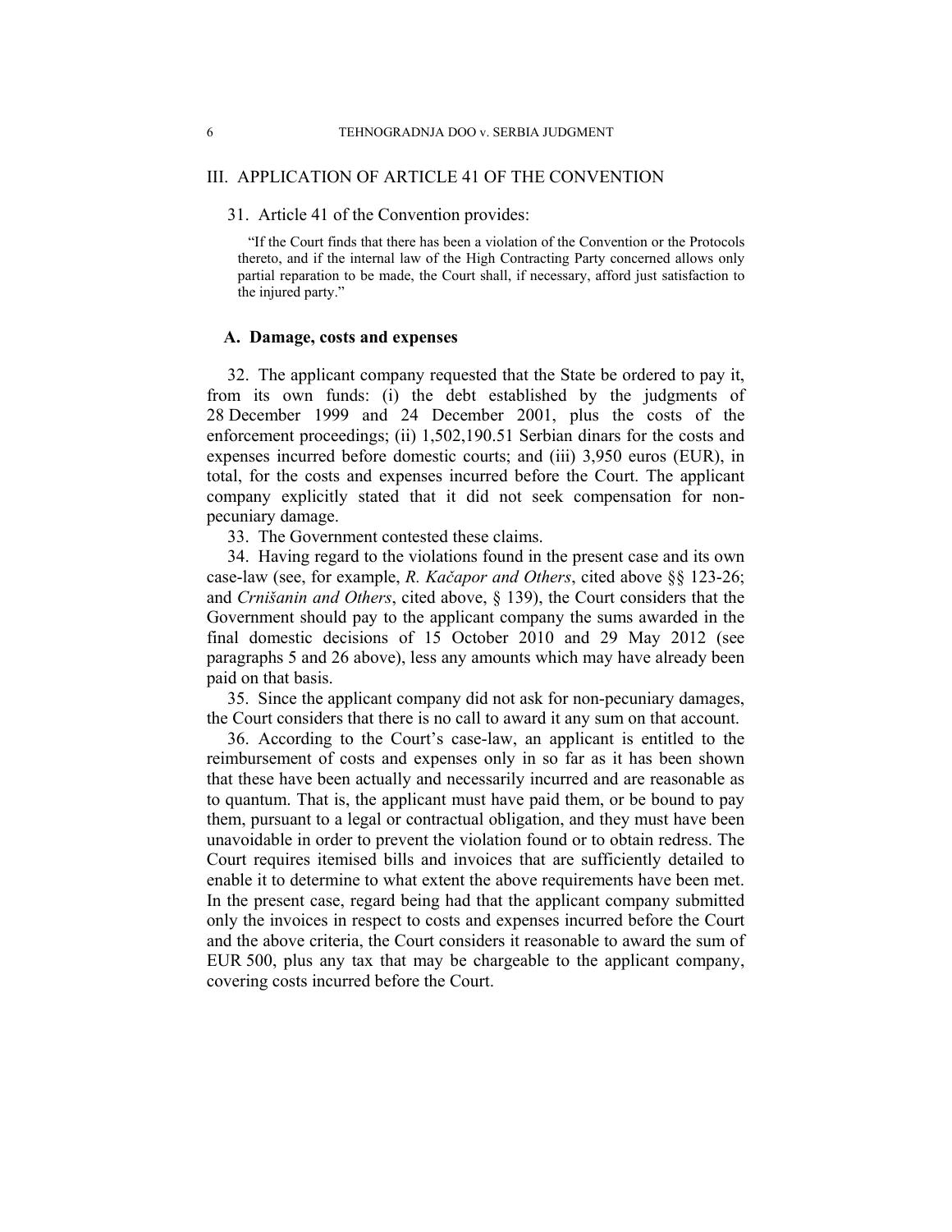## III. APPLICATION OF ARTICLE 41 OF THE CONVENTION

31. Article 41 of the Convention provides:

> "If the Court finds that there has been a violation of the Convention or the Protocols thereto, and if the internal law of the High Contracting Party concerned allows only partial reparation to be made, the Court shall, if necessary, afford just satisfaction to the injured party."

### A. Damage, costs and expenses

32. The applicant company requested that the State be ordered to pay it, from its own funds: (i) the debt established by the judgments of 28 December 1999 and 24 December 2001, plus the costs of the enforcement proceedings; (ii) 1,502,190.51 Serbian dinars for the costs and expenses incurred before domestic courts; and (iii) 3,950 euros (EUR), in total, for the costs and expenses incurred before the Court. The applicant company explicitly stated that it did not seek compensation for non-pecuniary damage.

33. The Government contested these claims.

34. Having regard to the violations found in the present case and its own case-law (see, for example, *R. Kačapor and Others*, cited above §§ 123-26; and *Crnišanin and Others*, cited above, § 139), the Court considers that the Government should pay to the applicant company the sums awarded in the final domestic decisions of 15 October 2010 and 29 May 2012 (see paragraphs 5 and 26 above), less any amounts which may have already been paid on that basis.

35. Since the applicant company did not ask for non-pecuniary damages, the Court considers that there is no call to award it any sum on that account.

36. According to the Court's case-law, an applicant is entitled to the reimbursement of costs and expenses only in so far as it has been shown that these have been actually and necessarily incurred and are reasonable as to quantum. That is, the applicant must have paid them, or be bound to pay them, pursuant to a legal or contractual obligation, and they must have been unavoidable in order to prevent the violation found or to obtain redress. The Court requires itemised bills and invoices that are sufficiently detailed to enable it to determine to what extent the above requirements have been met. In the present case, regard being had that the applicant company submitted only the invoices in respect to costs and expenses incurred before the Court and the above criteria, the Court considers it reasonable to award the sum of EUR 500, plus any tax that may be chargeable to the applicant company, covering costs incurred before the Court.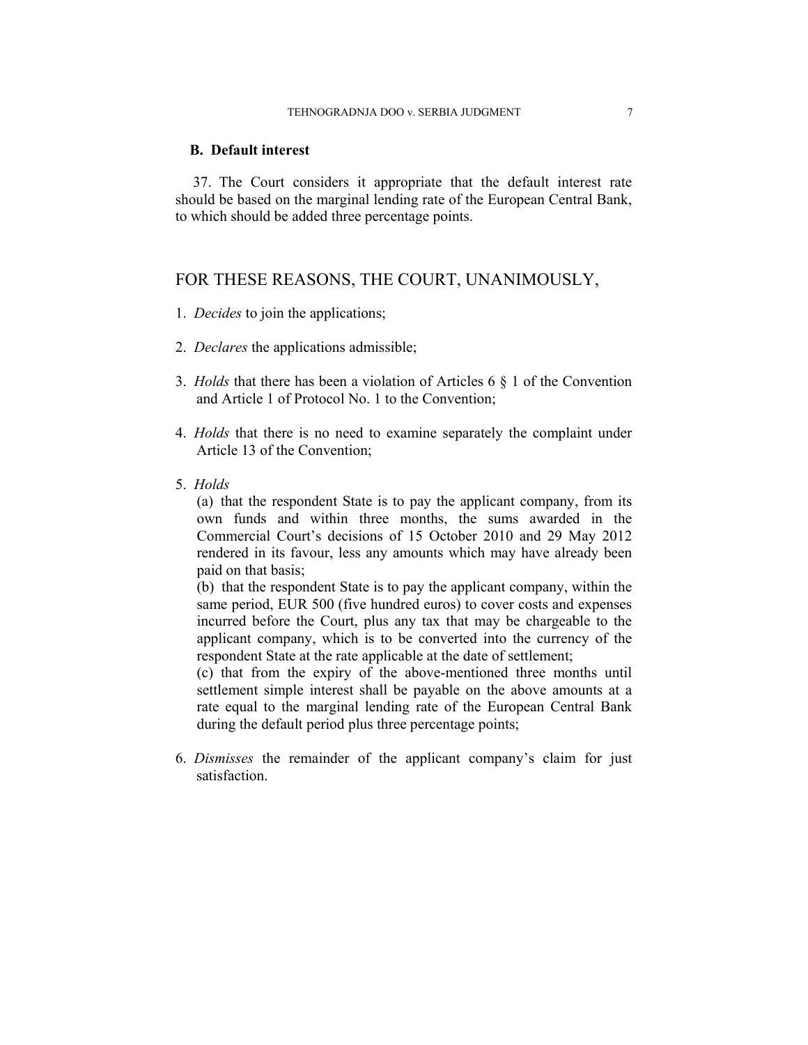### B. Default interest

37. The Court considers it appropriate that the default interest rate should be based on the marginal lending rate of the European Central Bank, to which should be added three percentage points.

## FOR THESE REASONS, THE COURT, UNANIMOUSLY,

1. *Decides* to join the applications;

2. *Declares* the applications admissible;

3. *Holds* that there has been a violation of Articles 6 § 1 of the Convention and Article 1 of Protocol No. 1 to the Convention;

4. *Holds* that there is no need to examine separately the complaint under Article 13 of the Convention;

5. *Holds*

   (a) that the respondent State is to pay the applicant company, from its own funds and within three months, the sums awarded in the Commercial Court's decisions of 15 October 2010 and 29 May 2012 rendered in its favour, less any amounts which may have already been paid on that basis;

   (b) that the respondent State is to pay the applicant company, within the same period, EUR 500 (five hundred euros) to cover costs and expenses incurred before the Court, plus any tax that may be chargeable to the applicant company, which is to be converted into the currency of the respondent State at the rate applicable at the date of settlement;

   (c) that from the expiry of the above-mentioned three months until settlement simple interest shall be payable on the above amounts at a rate equal to the marginal lending rate of the European Central Bank during the default period plus three percentage points;

6. *Dismisses* the remainder of the applicant company's claim for just satisfaction.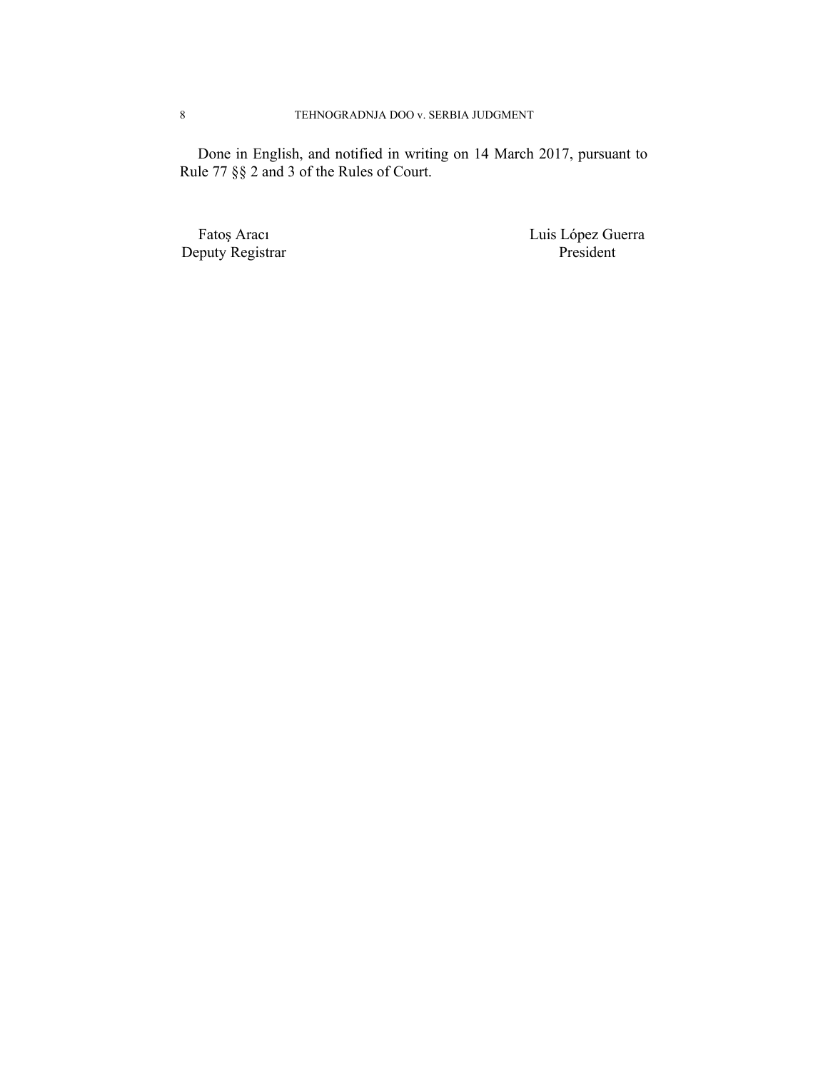Done in English, and notified in writing on 14 March 2017, pursuant to Rule 77 §§ 2 and 3 of the Rules of Court.

| | |
|---|---|
| Fatoş Aracı | Luis López Guerra |
| Deputy Registrar | President |